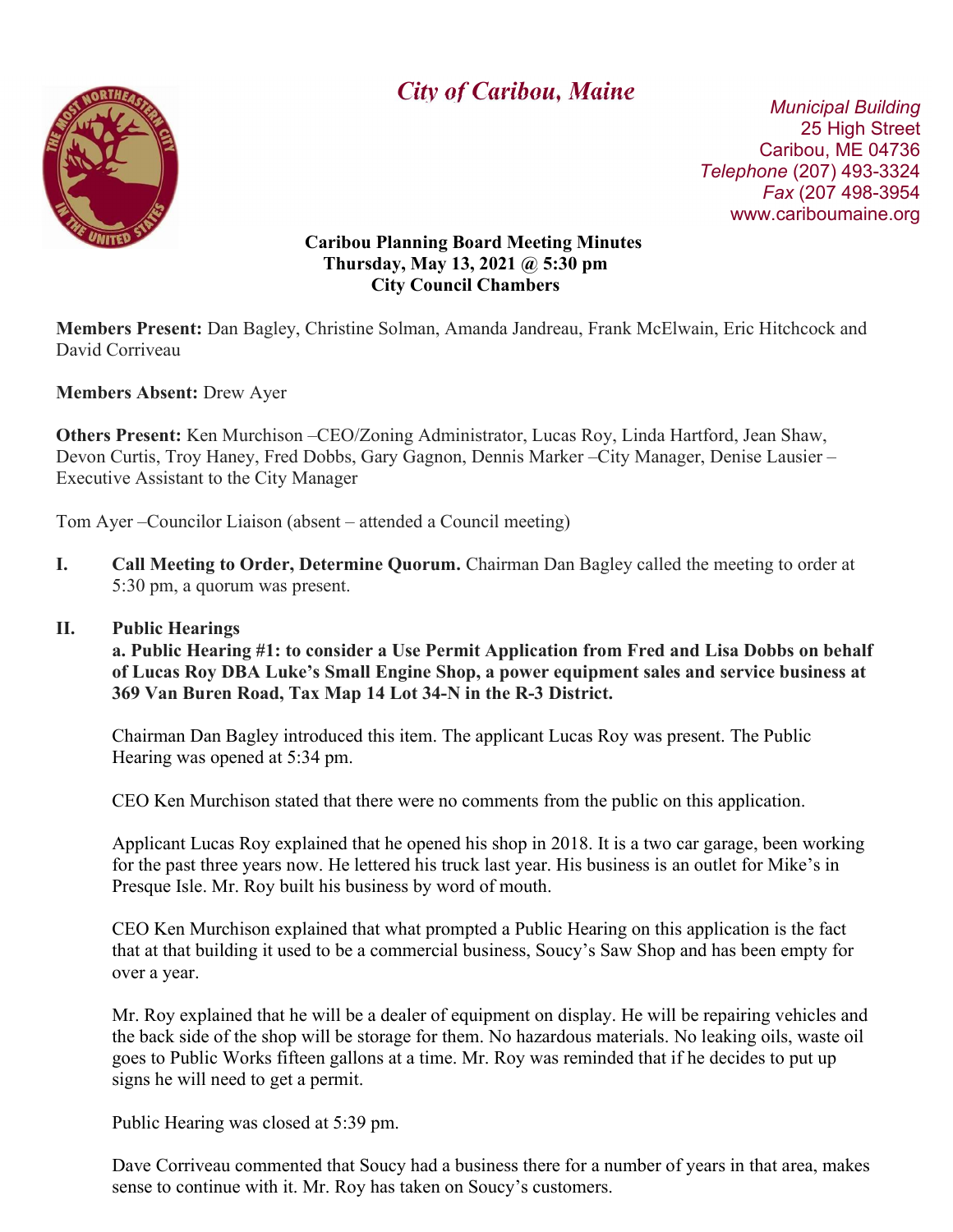# City of Caribou, Maine

*Municipal Building*
25 High Street
Caribou, ME 04736
*Telephone* (207) 493-3324
*Fax* (207 498-3954
www.cariboumaine.org

**Caribou Planning Board Meeting Minutes**
**Thursday, May 13, 2021 @ 5:30 pm**
**City Council Chambers**

**Members Present:** Dan Bagley, Christine Solman, Amanda Jandreau, Frank McElwain, Eric Hitchcock and David Corriveau

**Members Absent:** Drew Ayer

**Others Present:** Ken Murchison –CEO/Zoning Administrator, Lucas Roy, Linda Hartford, Jean Shaw, Devon Curtis, Troy Haney, Fred Dobbs, Gary Gagnon, Dennis Marker –City Manager, Denise Lausier – Executive Assistant to the City Manager

Tom Ayer –Councilor Liaison (absent – attended a Council meeting)

**I. Call Meeting to Order, Determine Quorum.** Chairman Dan Bagley called the meeting to order at 5:30 pm, a quorum was present.

**II. Public Hearings**

**a. Public Hearing #1: to consider a Use Permit Application from Fred and Lisa Dobbs on behalf of Lucas Roy DBA Luke's Small Engine Shop, a power equipment sales and service business at 369 Van Buren Road, Tax Map 14 Lot 34-N in the R-3 District.**

Chairman Dan Bagley introduced this item. The applicant Lucas Roy was present. The Public Hearing was opened at 5:34 pm.

CEO Ken Murchison stated that there were no comments from the public on this application.

Applicant Lucas Roy explained that he opened his shop in 2018. It is a two car garage, been working for the past three years now. He lettered his truck last year. His business is an outlet for Mike's in Presque Isle. Mr. Roy built his business by word of mouth.

CEO Ken Murchison explained that what prompted a Public Hearing on this application is the fact that at that building it used to be a commercial business, Soucy's Saw Shop and has been empty for over a year.

Mr. Roy explained that he will be a dealer of equipment on display. He will be repairing vehicles and the back side of the shop will be storage for them. No hazardous materials. No leaking oils, waste oil goes to Public Works fifteen gallons at a time. Mr. Roy was reminded that if he decides to put up signs he will need to get a permit.

Public Hearing was closed at 5:39 pm.

Dave Corriveau commented that Soucy had a business there for a number of years in that area, makes sense to continue with it. Mr. Roy has taken on Soucy's customers.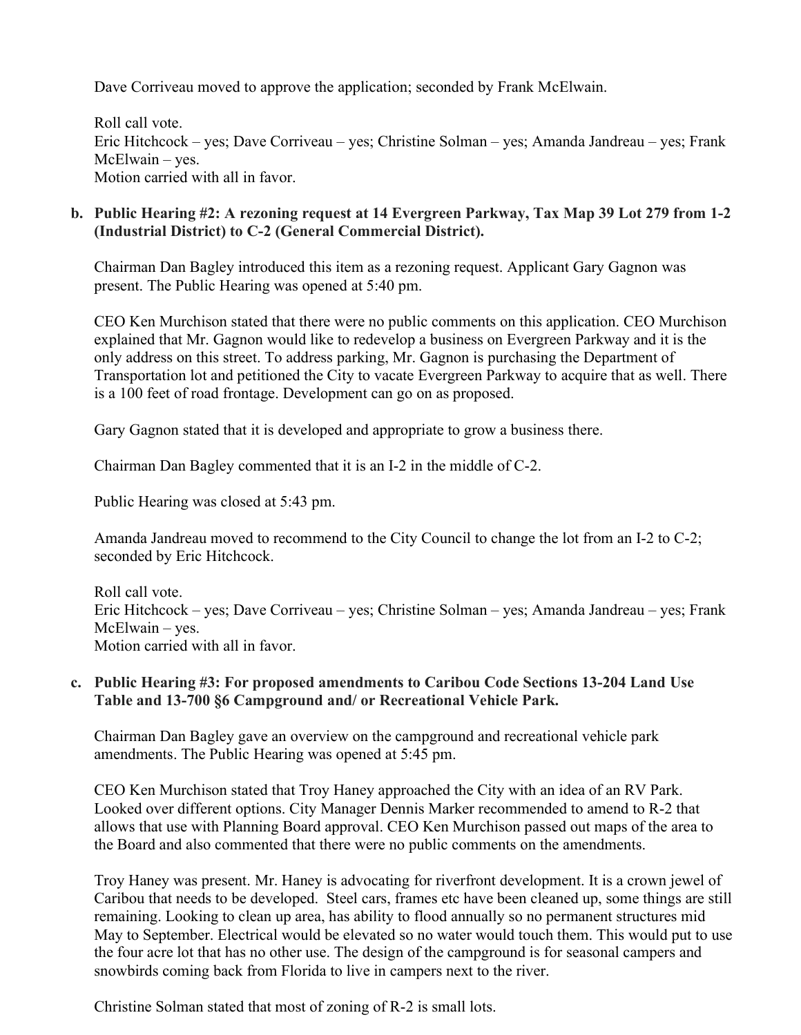Dave Corriveau moved to approve the application; seconded by Frank McElwain.

Roll call vote.
Eric Hitchcock – yes; Dave Corriveau – yes; Christine Solman – yes; Amanda Jandreau – yes; Frank McElwain – yes.
Motion carried with all in favor.

**b. Public Hearing #2: A rezoning request at 14 Evergreen Parkway, Tax Map 39 Lot 279 from 1-2 (Industrial District) to C-2 (General Commercial District).**

Chairman Dan Bagley introduced this item as a rezoning request. Applicant Gary Gagnon was present. The Public Hearing was opened at 5:40 pm.

CEO Ken Murchison stated that there were no public comments on this application. CEO Murchison explained that Mr. Gagnon would like to redevelop a business on Evergreen Parkway and it is the only address on this street. To address parking, Mr. Gagnon is purchasing the Department of Transportation lot and petitioned the City to vacate Evergreen Parkway to acquire that as well. There is a 100 feet of road frontage. Development can go on as proposed.

Gary Gagnon stated that it is developed and appropriate to grow a business there.

Chairman Dan Bagley commented that it is an I-2 in the middle of C-2.

Public Hearing was closed at 5:43 pm.

Amanda Jandreau moved to recommend to the City Council to change the lot from an I-2 to C-2; seconded by Eric Hitchcock.

Roll call vote.
Eric Hitchcock – yes; Dave Corriveau – yes; Christine Solman – yes; Amanda Jandreau – yes; Frank McElwain – yes.
Motion carried with all in favor.

**c. Public Hearing #3: For proposed amendments to Caribou Code Sections 13-204 Land Use Table and 13-700 §6 Campground and/ or Recreational Vehicle Park.**

Chairman Dan Bagley gave an overview on the campground and recreational vehicle park amendments. The Public Hearing was opened at 5:45 pm.

CEO Ken Murchison stated that Troy Haney approached the City with an idea of an RV Park. Looked over different options. City Manager Dennis Marker recommended to amend to R-2 that allows that use with Planning Board approval. CEO Ken Murchison passed out maps of the area to the Board and also commented that there were no public comments on the amendments.

Troy Haney was present. Mr. Haney is advocating for riverfront development. It is a crown jewel of Caribou that needs to be developed. Steel cars, frames etc have been cleaned up, some things are still remaining. Looking to clean up area, has ability to flood annually so no permanent structures mid May to September. Electrical would be elevated so no water would touch them. This would put to use the four acre lot that has no other use. The design of the campground is for seasonal campers and snowbirds coming back from Florida to live in campers next to the river.

Christine Solman stated that most of zoning of R-2 is small lots.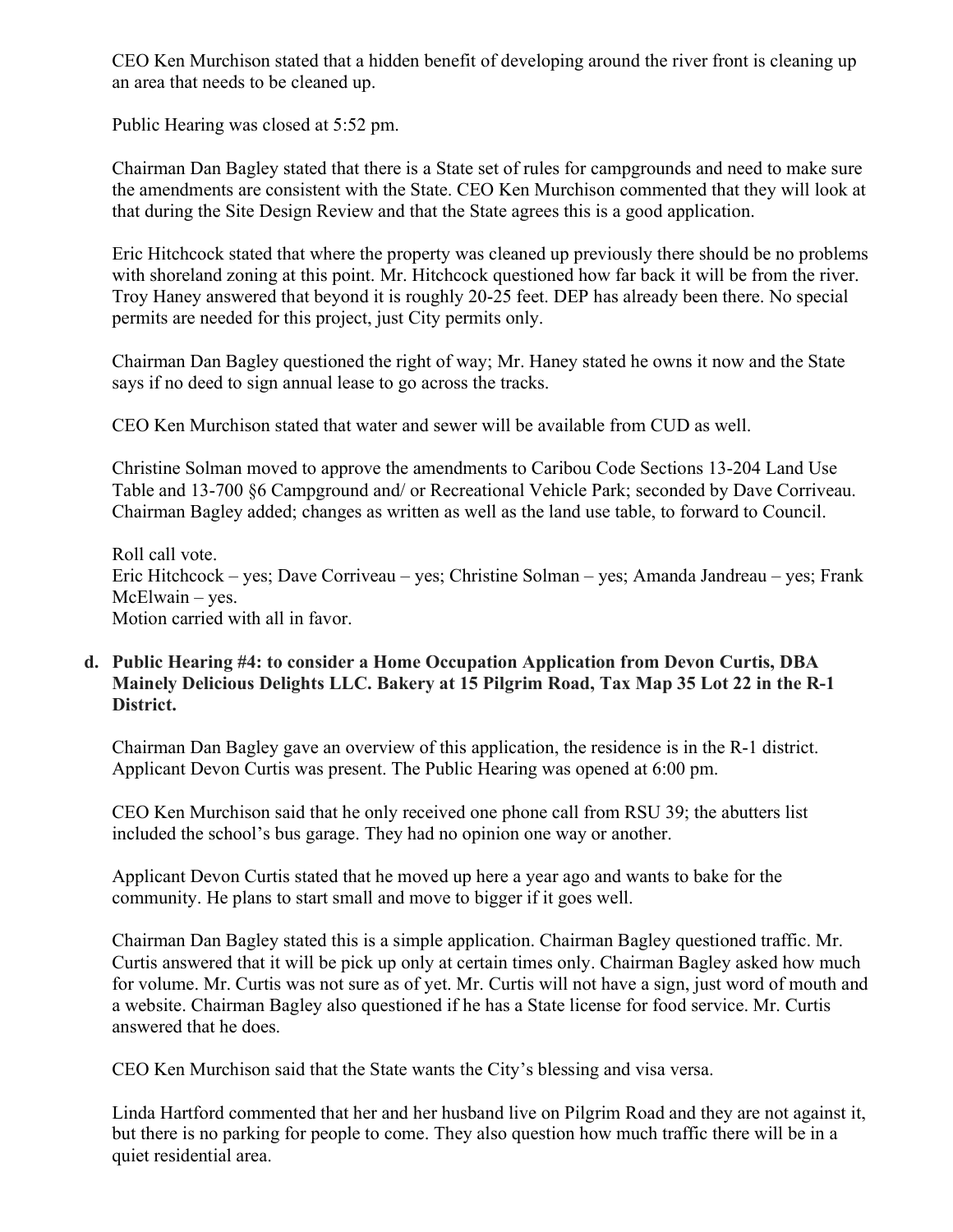CEO Ken Murchison stated that a hidden benefit of developing around the river front is cleaning up an area that needs to be cleaned up.

Public Hearing was closed at 5:52 pm.

Chairman Dan Bagley stated that there is a State set of rules for campgrounds and need to make sure the amendments are consistent with the State. CEO Ken Murchison commented that they will look at that during the Site Design Review and that the State agrees this is a good application.

Eric Hitchcock stated that where the property was cleaned up previously there should be no problems with shoreland zoning at this point. Mr. Hitchcock questioned how far back it will be from the river. Troy Haney answered that beyond it is roughly 20-25 feet. DEP has already been there. No special permits are needed for this project, just City permits only.

Chairman Dan Bagley questioned the right of way; Mr. Haney stated he owns it now and the State says if no deed to sign annual lease to go across the tracks.

CEO Ken Murchison stated that water and sewer will be available from CUD as well.

Christine Solman moved to approve the amendments to Caribou Code Sections 13-204 Land Use Table and 13-700 §6 Campground and/ or Recreational Vehicle Park; seconded by Dave Corriveau. Chairman Bagley added; changes as written as well as the land use table, to forward to Council.

Roll call vote.
Eric Hitchcock – yes; Dave Corriveau – yes; Christine Solman – yes; Amanda Jandreau – yes; Frank McElwain – yes.
Motion carried with all in favor.

**d. Public Hearing #4: to consider a Home Occupation Application from Devon Curtis, DBA Mainely Delicious Delights LLC. Bakery at 15 Pilgrim Road, Tax Map 35 Lot 22 in the R-1 District.**

Chairman Dan Bagley gave an overview of this application, the residence is in the R-1 district. Applicant Devon Curtis was present. The Public Hearing was opened at 6:00 pm.

CEO Ken Murchison said that he only received one phone call from RSU 39; the abutters list included the school's bus garage. They had no opinion one way or another.

Applicant Devon Curtis stated that he moved up here a year ago and wants to bake for the community. He plans to start small and move to bigger if it goes well.

Chairman Dan Bagley stated this is a simple application. Chairman Bagley questioned traffic. Mr. Curtis answered that it will be pick up only at certain times only. Chairman Bagley asked how much for volume. Mr. Curtis was not sure as of yet. Mr. Curtis will not have a sign, just word of mouth and a website. Chairman Bagley also questioned if he has a State license for food service. Mr. Curtis answered that he does.

CEO Ken Murchison said that the State wants the City's blessing and visa versa.

Linda Hartford commented that her and her husband live on Pilgrim Road and they are not against it, but there is no parking for people to come. They also question how much traffic there will be in a quiet residential area.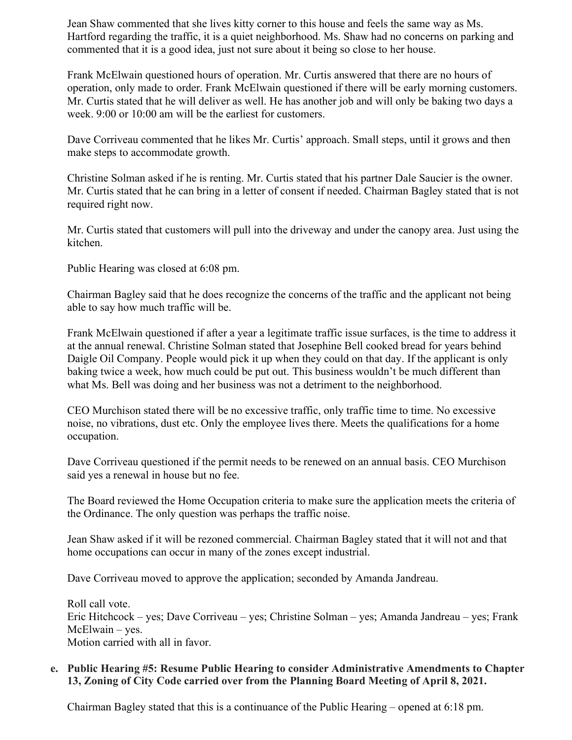Jean Shaw commented that she lives kitty corner to this house and feels the same way as Ms. Hartford regarding the traffic, it is a quiet neighborhood. Ms. Shaw had no concerns on parking and commented that it is a good idea, just not sure about it being so close to her house.

Frank McElwain questioned hours of operation. Mr. Curtis answered that there are no hours of operation, only made to order. Frank McElwain questioned if there will be early morning customers. Mr. Curtis stated that he will deliver as well. He has another job and will only be baking two days a week. 9:00 or 10:00 am will be the earliest for customers.

Dave Corriveau commented that he likes Mr. Curtis' approach. Small steps, until it grows and then make steps to accommodate growth.

Christine Solman asked if he is renting. Mr. Curtis stated that his partner Dale Saucier is the owner. Mr. Curtis stated that he can bring in a letter of consent if needed. Chairman Bagley stated that is not required right now.

Mr. Curtis stated that customers will pull into the driveway and under the canopy area. Just using the kitchen.

Public Hearing was closed at 6:08 pm.

Chairman Bagley said that he does recognize the concerns of the traffic and the applicant not being able to say how much traffic will be.

Frank McElwain questioned if after a year a legitimate traffic issue surfaces, is the time to address it at the annual renewal. Christine Solman stated that Josephine Bell cooked bread for years behind Daigle Oil Company. People would pick it up when they could on that day. If the applicant is only baking twice a week, how much could be put out. This business wouldn't be much different than what Ms. Bell was doing and her business was not a detriment to the neighborhood.

CEO Murchison stated there will be no excessive traffic, only traffic time to time. No excessive noise, no vibrations, dust etc. Only the employee lives there. Meets the qualifications for a home occupation.

Dave Corriveau questioned if the permit needs to be renewed on an annual basis. CEO Murchison said yes a renewal in house but no fee.

The Board reviewed the Home Occupation criteria to make sure the application meets the criteria of the Ordinance. The only question was perhaps the traffic noise.

Jean Shaw asked if it will be rezoned commercial. Chairman Bagley stated that it will not and that home occupations can occur in many of the zones except industrial.

Dave Corriveau moved to approve the application; seconded by Amanda Jandreau.

Roll call vote.
Eric Hitchcock – yes; Dave Corriveau – yes; Christine Solman – yes; Amanda Jandreau – yes; Frank McElwain – yes.
Motion carried with all in favor.

**e. Public Hearing #5: Resume Public Hearing to consider Administrative Amendments to Chapter 13, Zoning of City Code carried over from the Planning Board Meeting of April 8, 2021.**

Chairman Bagley stated that this is a continuance of the Public Hearing – opened at 6:18 pm.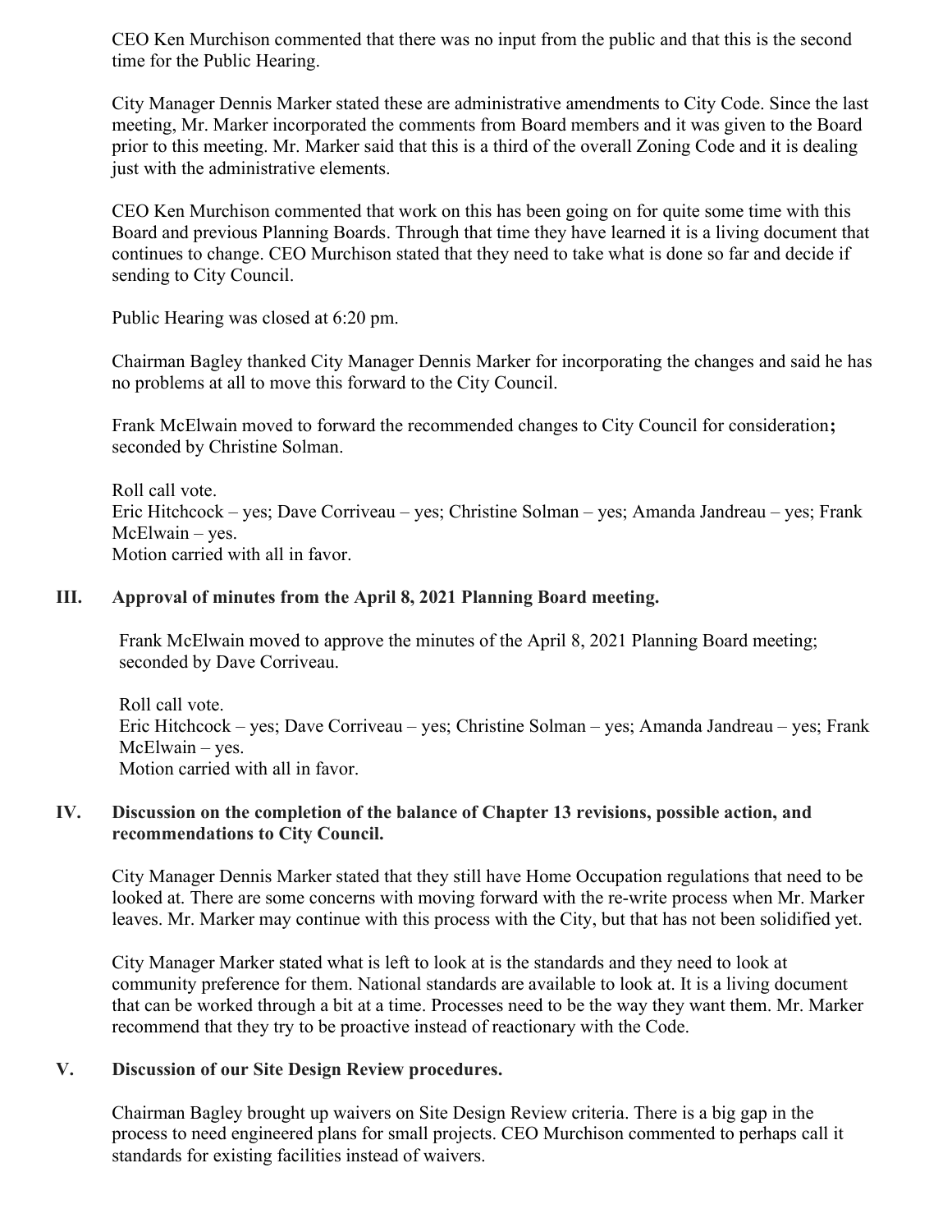CEO Ken Murchison commented that there was no input from the public and that this is the second time for the Public Hearing.

City Manager Dennis Marker stated these are administrative amendments to City Code. Since the last meeting, Mr. Marker incorporated the comments from Board members and it was given to the Board prior to this meeting. Mr. Marker said that this is a third of the overall Zoning Code and it is dealing just with the administrative elements.

CEO Ken Murchison commented that work on this has been going on for quite some time with this Board and previous Planning Boards. Through that time they have learned it is a living document that continues to change. CEO Murchison stated that they need to take what is done so far and decide if sending to City Council.

Public Hearing was closed at 6:20 pm.

Chairman Bagley thanked City Manager Dennis Marker for incorporating the changes and said he has no problems at all to move this forward to the City Council.

Frank McElwain moved to forward the recommended changes to City Council for consideration**;** seconded by Christine Solman.

Roll call vote.
Eric Hitchcock – yes; Dave Corriveau – yes; Christine Solman – yes; Amanda Jandreau – yes; Frank McElwain – yes.
Motion carried with all in favor.

## III. Approval of minutes from the April 8, 2021 Planning Board meeting.

Frank McElwain moved to approve the minutes of the April 8, 2021 Planning Board meeting; seconded by Dave Corriveau.

Roll call vote.
Eric Hitchcock – yes; Dave Corriveau – yes; Christine Solman – yes; Amanda Jandreau – yes; Frank McElwain – yes.
Motion carried with all in favor.

## IV. Discussion on the completion of the balance of Chapter 13 revisions, possible action, and recommendations to City Council.

City Manager Dennis Marker stated that they still have Home Occupation regulations that need to be looked at. There are some concerns with moving forward with the re-write process when Mr. Marker leaves. Mr. Marker may continue with this process with the City, but that has not been solidified yet.

City Manager Marker stated what is left to look at is the standards and they need to look at community preference for them. National standards are available to look at. It is a living document that can be worked through a bit at a time. Processes need to be the way they want them. Mr. Marker recommend that they try to be proactive instead of reactionary with the Code.

## V. Discussion of our Site Design Review procedures.

Chairman Bagley brought up waivers on Site Design Review criteria. There is a big gap in the process to need engineered plans for small projects. CEO Murchison commented to perhaps call it standards for existing facilities instead of waivers.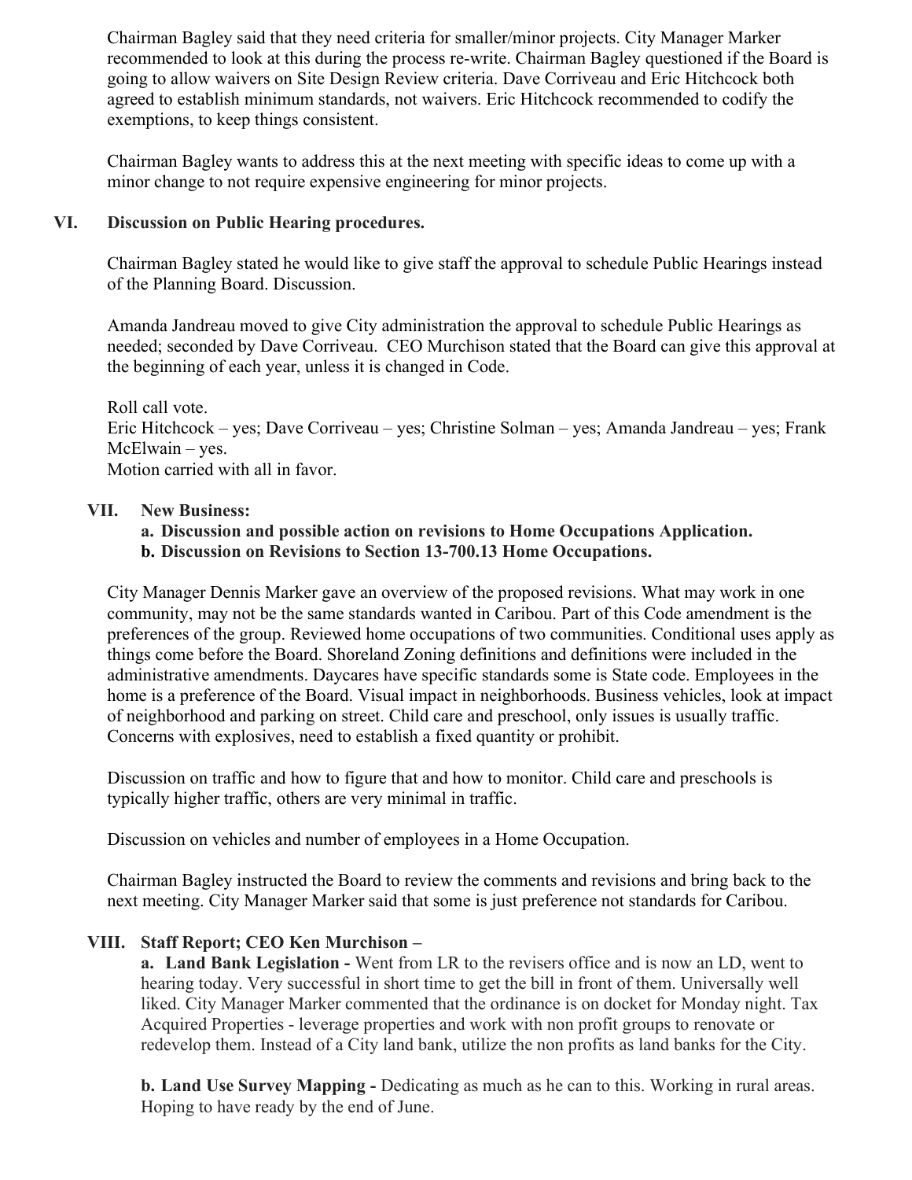Chairman Bagley said that they need criteria for smaller/minor projects. City Manager Marker recommended to look at this during the process re-write. Chairman Bagley questioned if the Board is going to allow waivers on Site Design Review criteria. Dave Corriveau and Eric Hitchcock both agreed to establish minimum standards, not waivers. Eric Hitchcock recommended to codify the exemptions, to keep things consistent.

Chairman Bagley wants to address this at the next meeting with specific ideas to come up with a minor change to not require expensive engineering for minor projects.

## VI. Discussion on Public Hearing procedures.

Chairman Bagley stated he would like to give staff the approval to schedule Public Hearings instead of the Planning Board. Discussion.

Amanda Jandreau moved to give City administration the approval to schedule Public Hearings as needed; seconded by Dave Corriveau. CEO Murchison stated that the Board can give this approval at the beginning of each year, unless it is changed in Code.

Roll call vote.
Eric Hitchcock – yes; Dave Corriveau – yes; Christine Solman – yes; Amanda Jandreau – yes; Frank McElwain – yes.
Motion carried with all in favor.

## VII. New Business:

**a. Discussion and possible action on revisions to Home Occupations Application.**
**b. Discussion on Revisions to Section 13-700.13 Home Occupations.**

City Manager Dennis Marker gave an overview of the proposed revisions. What may work in one community, may not be the same standards wanted in Caribou. Part of this Code amendment is the preferences of the group. Reviewed home occupations of two communities. Conditional uses apply as things come before the Board. Shoreland Zoning definitions and definitions were included in the administrative amendments. Daycares have specific standards some is State code. Employees in the home is a preference of the Board. Visual impact in neighborhoods. Business vehicles, look at impact of neighborhood and parking on street. Child care and preschool, only issues is usually traffic. Concerns with explosives, need to establish a fixed quantity or prohibit.

Discussion on traffic and how to figure that and how to monitor. Child care and preschools is typically higher traffic, others are very minimal in traffic.

Discussion on vehicles and number of employees in a Home Occupation.

Chairman Bagley instructed the Board to review the comments and revisions and bring back to the next meeting. City Manager Marker said that some is just preference not standards for Caribou.

## VIII. Staff Report; CEO Ken Murchison –

**a. Land Bank Legislation -** Went from LR to the revisers office and is now an LD, went to hearing today. Very successful in short time to get the bill in front of them. Universally well liked. City Manager Marker commented that the ordinance is on docket for Monday night. Tax Acquired Properties - leverage properties and work with non profit groups to renovate or redevelop them. Instead of a City land bank, utilize the non profits as land banks for the City.

**b. Land Use Survey Mapping -** Dedicating as much as he can to this. Working in rural areas. Hoping to have ready by the end of June.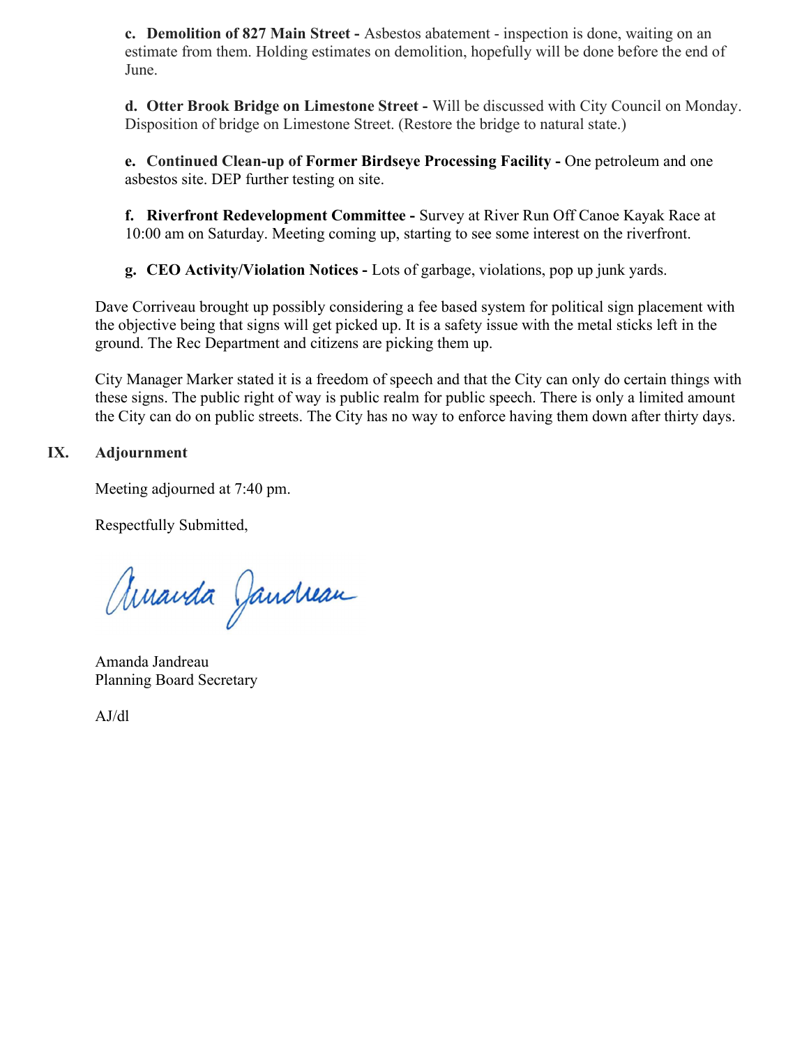**c. Demolition of 827 Main Street -** Asbestos abatement - inspection is done, waiting on an estimate from them. Holding estimates on demolition, hopefully will be done before the end of June.

**d. Otter Brook Bridge on Limestone Street -** Will be discussed with City Council on Monday. Disposition of bridge on Limestone Street. (Restore the bridge to natural state.)

**e. Continued Clean-up of Former Birdseye Processing Facility -** One petroleum and one asbestos site. DEP further testing on site.

**f. Riverfront Redevelopment Committee -** Survey at River Run Off Canoe Kayak Race at 10:00 am on Saturday. Meeting coming up, starting to see some interest on the riverfront.

**g. CEO Activity/Violation Notices -** Lots of garbage, violations, pop up junk yards.

Dave Corriveau brought up possibly considering a fee based system for political sign placement with the objective being that signs will get picked up. It is a safety issue with the metal sticks left in the ground. The Rec Department and citizens are picking them up.

City Manager Marker stated it is a freedom of speech and that the City can only do certain things with these signs. The public right of way is public realm for public speech. There is only a limited amount the City can do on public streets. The City has no way to enforce having them down after thirty days.

## IX. Adjournment

Meeting adjourned at 7:40 pm.

Respectfully Submitted,

Amanda Jandreau

Amanda Jandreau
Planning Board Secretary

AJ/dl